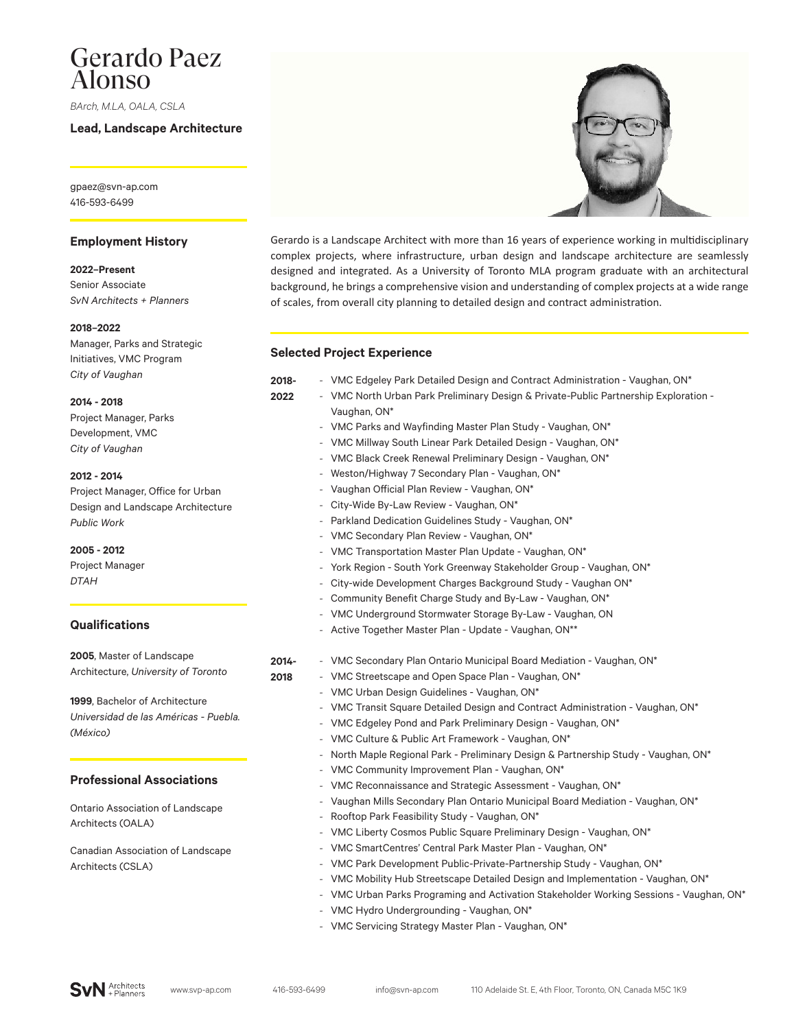# Gerardo Paez Alonso

*BArch, M.LA, OALA, CSLA*

**Lead, Landscape Architecture**

gpaez@svn-ap.com
416-593-6499

## Employment History

**2022–Present**
Senior Associate
*SvN Architects + Planners*

**2018–2022**
Manager, Parks and Strategic Initiatives, VMC Program
*City of Vaughan*

**2014 - 2018**
Project Manager, Parks Development, VMC
*City of Vaughan*

**2012 - 2014**
Project Manager, Office for Urban Design and Landscape Architecture
*Public Work*

**2005 - 2012**
Project Manager
*DTAH*

## Qualifications

**2005**, Master of Landscape Architecture, *University of Toronto*

**1999**, Bachelor of Architecture
*Universidad de las Américas - Puebla. (México)*

## Professional Associations

Ontario Association of Landscape Architects (OALA)

Canadian Association of Landscape Architects (CSLA)

Gerardo is a Landscape Architect with more than 16 years of experience working in multidisciplinary complex projects, where infrastructure, urban design and landscape architecture are seamlessly designed and integrated. As a University of Toronto MLA program graduate with an architectural background, he brings a comprehensive vision and understanding of complex projects at a wide range of scales, from overall city planning to detailed design and contract administration.

## Selected Project Experience

**2018-2022**

- VMC Edgeley Park Detailed Design and Contract Administration - Vaughan, ON*
- VMC North Urban Park Preliminary Design & Private-Public Partnership Exploration - Vaughan, ON*
- VMC Parks and Wayfinding Master Plan Study - Vaughan, ON*
- VMC Millway South Linear Park Detailed Design - Vaughan, ON*
- VMC Black Creek Renewal Preliminary Design - Vaughan, ON*
- Weston/Highway 7 Secondary Plan - Vaughan, ON*
- Vaughan Official Plan Review - Vaughan, ON*
- City-Wide By-Law Review - Vaughan, ON*
- Parkland Dedication Guidelines Study - Vaughan, ON*
- VMC Secondary Plan Review - Vaughan, ON*
- VMC Transportation Master Plan Update - Vaughan, ON*
- York Region - South York Greenway Stakeholder Group - Vaughan, ON*
- City-wide Development Charges Background Study - Vaughan ON*
- Community Benefit Charge Study and By-Law - Vaughan, ON*
- VMC Underground Stormwater Storage By-Law - Vaughan, ON
- Active Together Master Plan - Update - Vaughan, ON**

**2014-2018**

- VMC Secondary Plan Ontario Municipal Board Mediation - Vaughan, ON*
- VMC Streetscape and Open Space Plan - Vaughan, ON*
- VMC Urban Design Guidelines - Vaughan, ON*
- VMC Transit Square Detailed Design and Contract Administration - Vaughan, ON*
- VMC Edgeley Pond and Park Preliminary Design - Vaughan, ON*
- VMC Culture & Public Art Framework - Vaughan, ON*
- North Maple Regional Park - Preliminary Design & Partnership Study - Vaughan, ON*
- VMC Community Improvement Plan - Vaughan, ON*
- VMC Reconnaissance and Strategic Assessment - Vaughan, ON*
- Vaughan Mills Secondary Plan Ontario Municipal Board Mediation - Vaughan, ON*
- Rooftop Park Feasibility Study - Vaughan, ON*
- VMC Liberty Cosmos Public Square Preliminary Design - Vaughan, ON*
- VMC SmartCentres' Central Park Master Plan - Vaughan, ON*
- VMC Park Development Public-Private-Partnership Study - Vaughan, ON*
- VMC Mobility Hub Streetscape Detailed Design and Implementation - Vaughan, ON*
- VMC Urban Parks Programing and Activation Stakeholder Working Sessions - Vaughan, ON*
- VMC Hydro Undergrounding - Vaughan, ON*
- VMC Servicing Strategy Master Plan - Vaughan, ON*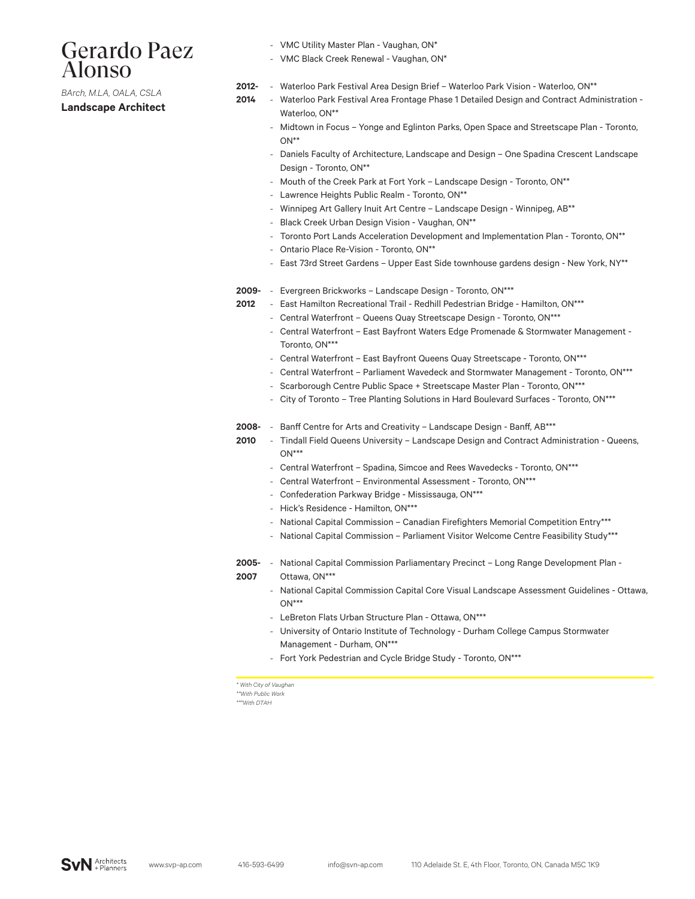# Gerardo Paez Alonso

*BArch, M.LA, OALA, CSLA*

**Landscape Architect**

- VMC Utility Master Plan - Vaughan, ON*
- VMC Black Creek Renewal - Vaughan, ON*

**2012-2014**

- Waterloo Park Festival Area Design Brief – Waterloo Park Vision - Waterloo, ON**
- Waterloo Park Festival Area Frontage Phase 1 Detailed Design and Contract Administration - Waterloo, ON**
- Midtown in Focus – Yonge and Eglinton Parks, Open Space and Streetscape Plan - Toronto, ON**
- Daniels Faculty of Architecture, Landscape and Design – One Spadina Crescent Landscape Design - Toronto, ON**
- Mouth of the Creek Park at Fort York – Landscape Design - Toronto, ON**
- Lawrence Heights Public Realm - Toronto, ON**
- Winnipeg Art Gallery Inuit Art Centre – Landscape Design - Winnipeg, AB**
- Black Creek Urban Design Vision - Vaughan, ON**
- Toronto Port Lands Acceleration Development and Implementation Plan - Toronto, ON**
- Ontario Place Re-Vision - Toronto, ON**
- East 73rd Street Gardens – Upper East Side townhouse gardens design - New York, NY**

**2009-2012**

- Evergreen Brickworks – Landscape Design - Toronto, ON***
- East Hamilton Recreational Trail - Redhill Pedestrian Bridge - Hamilton, ON***
- Central Waterfront – Queens Quay Streetscape Design - Toronto, ON***
- Central Waterfront – East Bayfront Waters Edge Promenade & Stormwater Management - Toronto, ON***
- Central Waterfront – East Bayfront Queens Quay Streetscape - Toronto, ON***
- Central Waterfront – Parliament Wavedeck and Stormwater Management - Toronto, ON***
- Scarborough Centre Public Space + Streetscape Master Plan - Toronto, ON***
- City of Toronto – Tree Planting Solutions in Hard Boulevard Surfaces - Toronto, ON***

**2008-2010**

- Banff Centre for Arts and Creativity – Landscape Design - Banff, AB***
- Tindall Field Queens University – Landscape Design and Contract Administration - Queens, ON***
- Central Waterfront – Spadina, Simcoe and Rees Wavedecks - Toronto, ON***
- Central Waterfront – Environmental Assessment - Toronto, ON***
- Confederation Parkway Bridge - Mississauga, ON***
- Hick's Residence - Hamilton, ON***
- National Capital Commission – Canadian Firefighters Memorial Competition Entry***
- National Capital Commission – Parliament Visitor Welcome Centre Feasibility Study***

**2005-2007**

- National Capital Commission Parliamentary Precinct – Long Range Development Plan - Ottawa, ON***
- National Capital Commission Capital Core Visual Landscape Assessment Guidelines - Ottawa, ON***
- LeBreton Flats Urban Structure Plan - Ottawa, ON***
- University of Ontario Institute of Technology - Durham College Campus Stormwater Management - Durham, ON***
- Fort York Pedestrian and Cycle Bridge Study - Toronto, ON***

---

*\* With City of Vaughan*
*\*\*With Public Work*
*\*\*\*With DTAH*